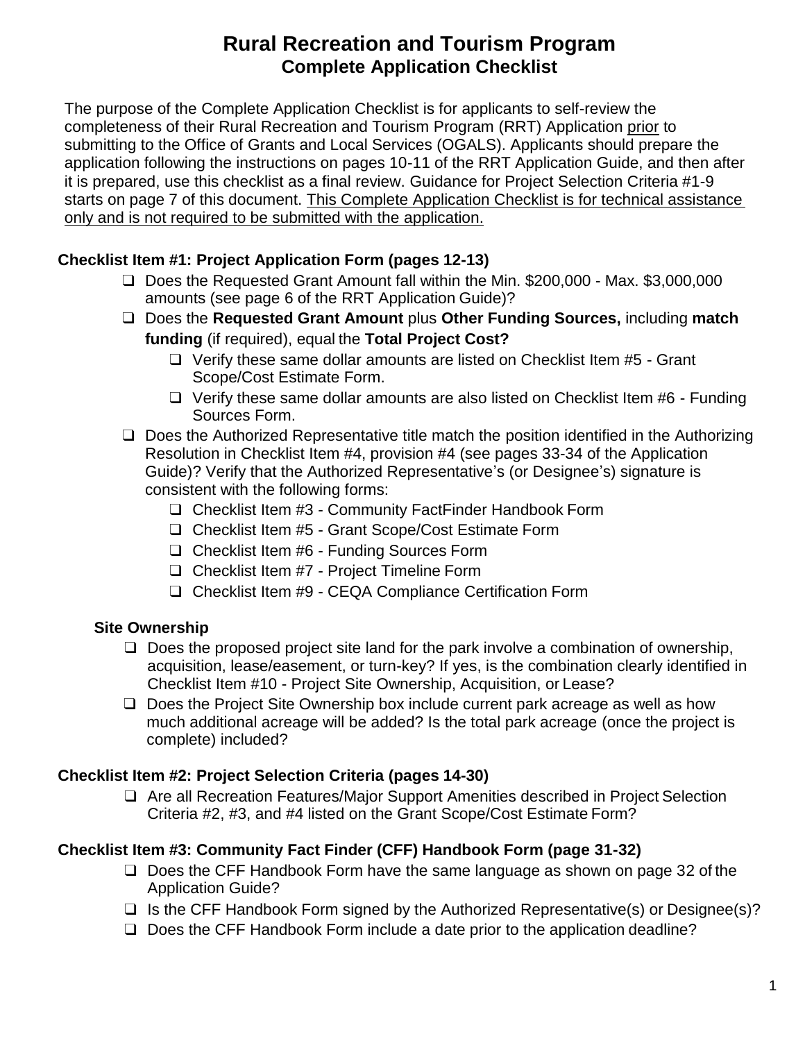# Rural Recreation and Tourism Program

## Complete Application Checklist

The purpose of the Complete Application Checklist is for applicants to self-review the completeness of their Rural Recreation and Tourism Program (RRT) Application prior to submitting to the Office of Grants and Local Services (OGALS). Applicants should prepare the application following the instructions on pages 10-11 of the RRT Application Guide, and then after it is prepared, use this checklist as a final review. Guidance for Project Selection Criteria #1-9 starts on page 7 of this document. This Complete Application Checklist is for technical assistance only and is not required to be submitted with the application.

### Checklist Item #1: Project Application Form (pages 12-13)

- ❑ Does the Requested Grant Amount fall within the Min. $200,000 - Max. $3,000,000 amounts (see page 6 of the RRT Application Guide)?
- ❑ Does the **Requested Grant Amount** plus **Other Funding Sources,** including **match funding** (if required), equal the **Total Project Cost?**
  - ❑ Verify these same dollar amounts are listed on Checklist Item #5 - Grant Scope/Cost Estimate Form.
  - ❑ Verify these same dollar amounts are also listed on Checklist Item #6 - Funding Sources Form.
- ❑ Does the Authorized Representative title match the position identified in the Authorizing Resolution in Checklist Item #4, provision #4 (see pages 33-34 of the Application Guide)? Verify that the Authorized Representative's (or Designee's) signature is consistent with the following forms:
  - ❑ Checklist Item #3 - Community FactFinder Handbook Form
  - ❑ Checklist Item #5 - Grant Scope/Cost Estimate Form
  - ❑ Checklist Item #6 - Funding Sources Form
  - ❑ Checklist Item #7 - Project Timeline Form
  - ❑ Checklist Item #9 - CEQA Compliance Certification Form

#### Site Ownership

- ❑ Does the proposed project site land for the park involve a combination of ownership, acquisition, lease/easement, or turn-key? If yes, is the combination clearly identified in Checklist Item #10 - Project Site Ownership, Acquisition, or Lease?
- ❑ Does the Project Site Ownership box include current park acreage as well as how much additional acreage will be added? Is the total park acreage (once the project is complete) included?

### Checklist Item #2: Project Selection Criteria (pages 14-30)

- ❑ Are all Recreation Features/Major Support Amenities described in Project Selection Criteria #2, #3, and #4 listed on the Grant Scope/Cost Estimate Form?

### Checklist Item #3: Community Fact Finder (CFF) Handbook Form (page 31-32)

- ❑ Does the CFF Handbook Form have the same language as shown on page 32 of the Application Guide?
- ❑ Is the CFF Handbook Form signed by the Authorized Representative(s) or Designee(s)?
- ❑ Does the CFF Handbook Form include a date prior to the application deadline?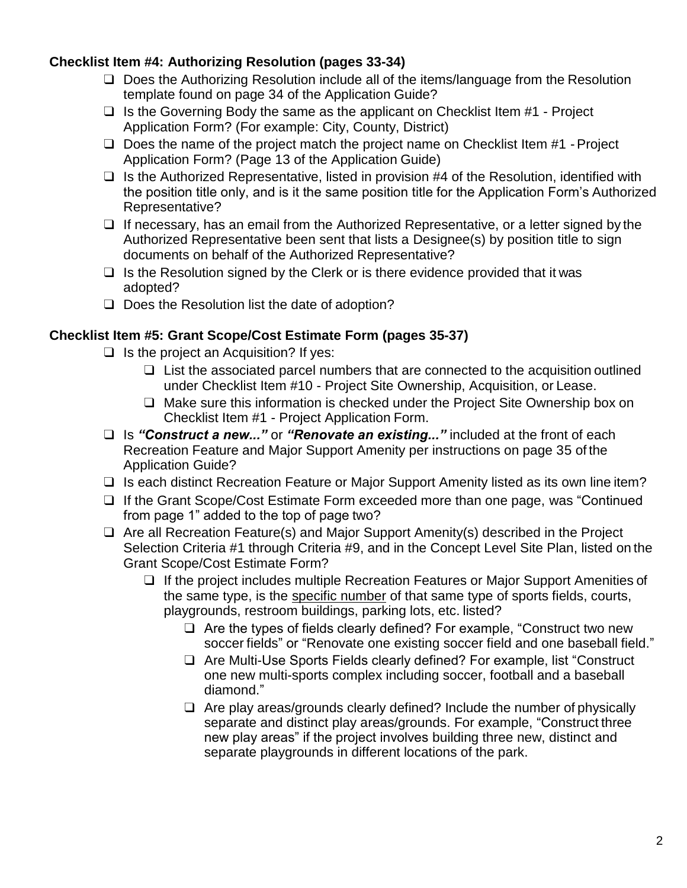**Checklist Item #4: Authorizing Resolution (pages 33-34)**

- ❑ Does the Authorizing Resolution include all of the items/language from the Resolution template found on page 34 of the Application Guide?
- ❑ Is the Governing Body the same as the applicant on Checklist Item #1 - Project Application Form? (For example: City, County, District)
- ❑ Does the name of the project match the project name on Checklist Item #1 - Project Application Form? (Page 13 of the Application Guide)
- ❑ Is the Authorized Representative, listed in provision #4 of the Resolution, identified with the position title only, and is it the same position title for the Application Form's Authorized Representative?
- ❑ If necessary, has an email from the Authorized Representative, or a letter signed by the Authorized Representative been sent that lists a Designee(s) by position title to sign documents on behalf of the Authorized Representative?
- ❑ Is the Resolution signed by the Clerk or is there evidence provided that it was adopted?
- ❑ Does the Resolution list the date of adoption?

**Checklist Item #5: Grant Scope/Cost Estimate Form (pages 35-37)**

- ❑ Is the project an Acquisition? If yes:
  - ❑ List the associated parcel numbers that are connected to the acquisition outlined under Checklist Item #10 - Project Site Ownership, Acquisition, or Lease.
  - ❑ Make sure this information is checked under the Project Site Ownership box on Checklist Item #1 - Project Application Form.
- ❑ Is ***"Construct a new..."*** or ***"Renovate an existing..."*** included at the front of each Recreation Feature and Major Support Amenity per instructions on page 35 of the Application Guide?
- ❑ Is each distinct Recreation Feature or Major Support Amenity listed as its own line item?
- ❑ If the Grant Scope/Cost Estimate Form exceeded more than one page, was "Continued from page 1" added to the top of page two?
- ❑ Are all Recreation Feature(s) and Major Support Amenity(s) described in the Project Selection Criteria #1 through Criteria #9, and in the Concept Level Site Plan, listed on the Grant Scope/Cost Estimate Form?
  - ❑ If the project includes multiple Recreation Features or Major Support Amenities of the same type, is the <u>specific number</u> of that same type of sports fields, courts, playgrounds, restroom buildings, parking lots, etc. listed?
    - ❑ Are the types of fields clearly defined? For example, "Construct two new soccer fields" or "Renovate one existing soccer field and one baseball field."
    - ❑ Are Multi-Use Sports Fields clearly defined? For example, list "Construct one new multi-sports complex including soccer, football and a baseball diamond."
    - ❑ Are play areas/grounds clearly defined? Include the number of physically separate and distinct play areas/grounds. For example, "Construct three new play areas" if the project involves building three new, distinct and separate playgrounds in different locations of the park.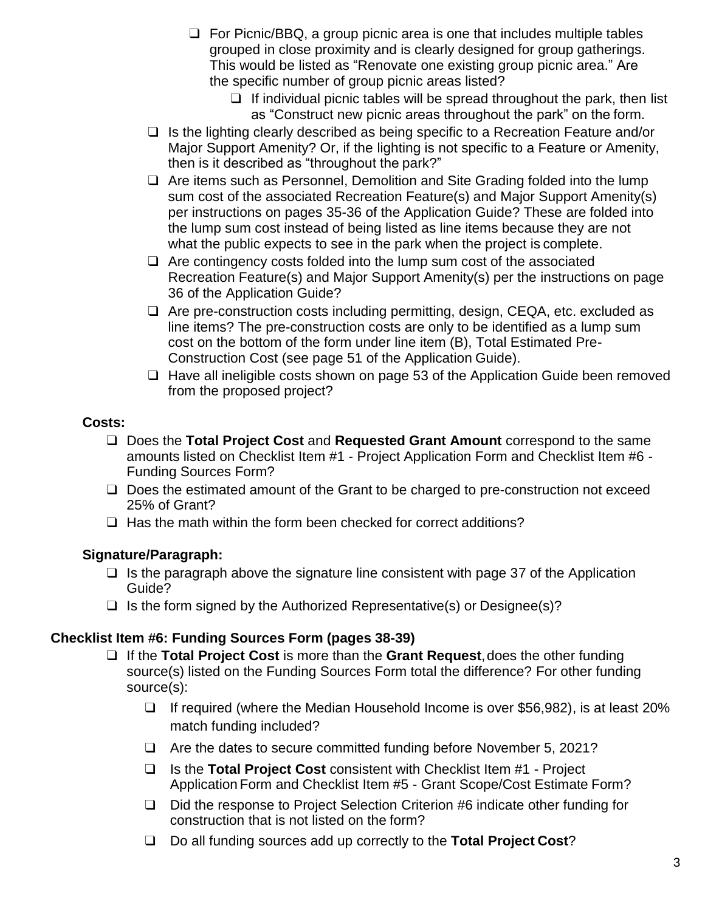- ❑ For Picnic/BBQ, a group picnic area is one that includes multiple tables grouped in close proximity and is clearly designed for group gatherings. This would be listed as "Renovate one existing group picnic area." Are the specific number of group picnic areas listed?
  - ❑ If individual picnic tables will be spread throughout the park, then list as "Construct new picnic areas throughout the park" on the form.
- ❑ Is the lighting clearly described as being specific to a Recreation Feature and/or Major Support Amenity? Or, if the lighting is not specific to a Feature or Amenity, then is it described as "throughout the park?"
- ❑ Are items such as Personnel, Demolition and Site Grading folded into the lump sum cost of the associated Recreation Feature(s) and Major Support Amenity(s) per instructions on pages 35-36 of the Application Guide? These are folded into the lump sum cost instead of being listed as line items because they are not what the public expects to see in the park when the project is complete.
- ❑ Are contingency costs folded into the lump sum cost of the associated Recreation Feature(s) and Major Support Amenity(s) per the instructions on page 36 of the Application Guide?
- ❑ Are pre-construction costs including permitting, design, CEQA, etc. excluded as line items? The pre-construction costs are only to be identified as a lump sum cost on the bottom of the form under line item (B), Total Estimated Pre-Construction Cost (see page 51 of the Application Guide).
- ❑ Have all ineligible costs shown on page 53 of the Application Guide been removed from the proposed project?

**Costs:**

- ❑ Does the **Total Project Cost** and **Requested Grant Amount** correspond to the same amounts listed on Checklist Item #1 - Project Application Form and Checklist Item #6 - Funding Sources Form?
- ❑ Does the estimated amount of the Grant to be charged to pre-construction not exceed 25% of Grant?
- ❑ Has the math within the form been checked for correct additions?

**Signature/Paragraph:**

- ❑ Is the paragraph above the signature line consistent with page 37 of the Application Guide?
- ❑ Is the form signed by the Authorized Representative(s) or Designee(s)?

**Checklist Item #6: Funding Sources Form (pages 38-39)**

- ❑ If the **Total Project Cost** is more than the **Grant Request**, does the other funding source(s) listed on the Funding Sources Form total the difference? For other funding source(s):
  - ❑ If required (where the Median Household Income is over $56,982), is at least 20% match funding included?
  - ❑ Are the dates to secure committed funding before November 5, 2021?
  - ❑ Is the **Total Project Cost** consistent with Checklist Item #1 - Project Application Form and Checklist Item #5 - Grant Scope/Cost Estimate Form?
  - ❑ Did the response to Project Selection Criterion #6 indicate other funding for construction that is not listed on the form?
  - ❑ Do all funding sources add up correctly to the **Total Project Cost**?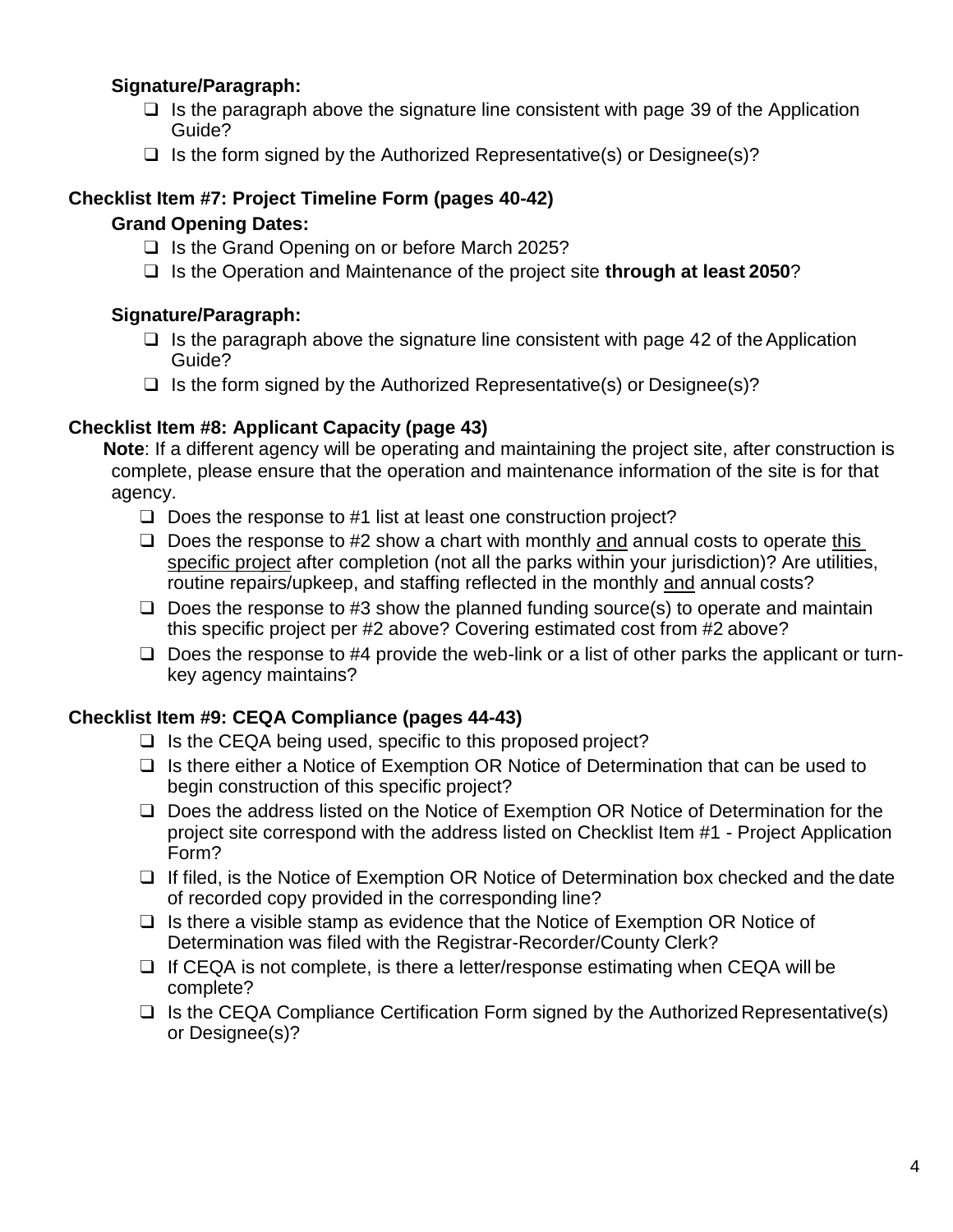**Signature/Paragraph:**

- ❑ Is the paragraph above the signature line consistent with page 39 of the Application Guide?
- ❑ Is the form signed by the Authorized Representative(s) or Designee(s)?

### Checklist Item #7: Project Timeline Form (pages 40-42)

**Grand Opening Dates:**

- ❑ Is the Grand Opening on or before March 2025?
- ❑ Is the Operation and Maintenance of the project site **through at least 2050**?

**Signature/Paragraph:**

- ❑ Is the paragraph above the signature line consistent with page 42 of the Application Guide?
- ❑ Is the form signed by the Authorized Representative(s) or Designee(s)?

### Checklist Item #8: Applicant Capacity (page 43)

**Note**: If a different agency will be operating and maintaining the project site, after construction is complete, please ensure that the operation and maintenance information of the site is for that agency.

- ❑ Does the response to #1 list at least one construction project?
- ❑ Does the response to #2 show a chart with monthly <u>and</u> annual costs to operate <u>this specific project</u> after completion (not all the parks within your jurisdiction)? Are utilities, routine repairs/upkeep, and staffing reflected in the monthly <u>and</u> annual costs?
- ❑ Does the response to #3 show the planned funding source(s) to operate and maintain this specific project per #2 above? Covering estimated cost from #2 above?
- ❑ Does the response to #4 provide the web-link or a list of other parks the applicant or turn-key agency maintains?

### Checklist Item #9: CEQA Compliance (pages 44-43)

- ❑ Is the CEQA being used, specific to this proposed project?
- ❑ Is there either a Notice of Exemption OR Notice of Determination that can be used to begin construction of this specific project?
- ❑ Does the address listed on the Notice of Exemption OR Notice of Determination for the project site correspond with the address listed on Checklist Item #1 - Project Application Form?
- ❑ If filed, is the Notice of Exemption OR Notice of Determination box checked and the date of recorded copy provided in the corresponding line?
- ❑ Is there a visible stamp as evidence that the Notice of Exemption OR Notice of Determination was filed with the Registrar-Recorder/County Clerk?
- ❑ If CEQA is not complete, is there a letter/response estimating when CEQA will be complete?
- ❑ Is the CEQA Compliance Certification Form signed by the Authorized Representative(s) or Designee(s)?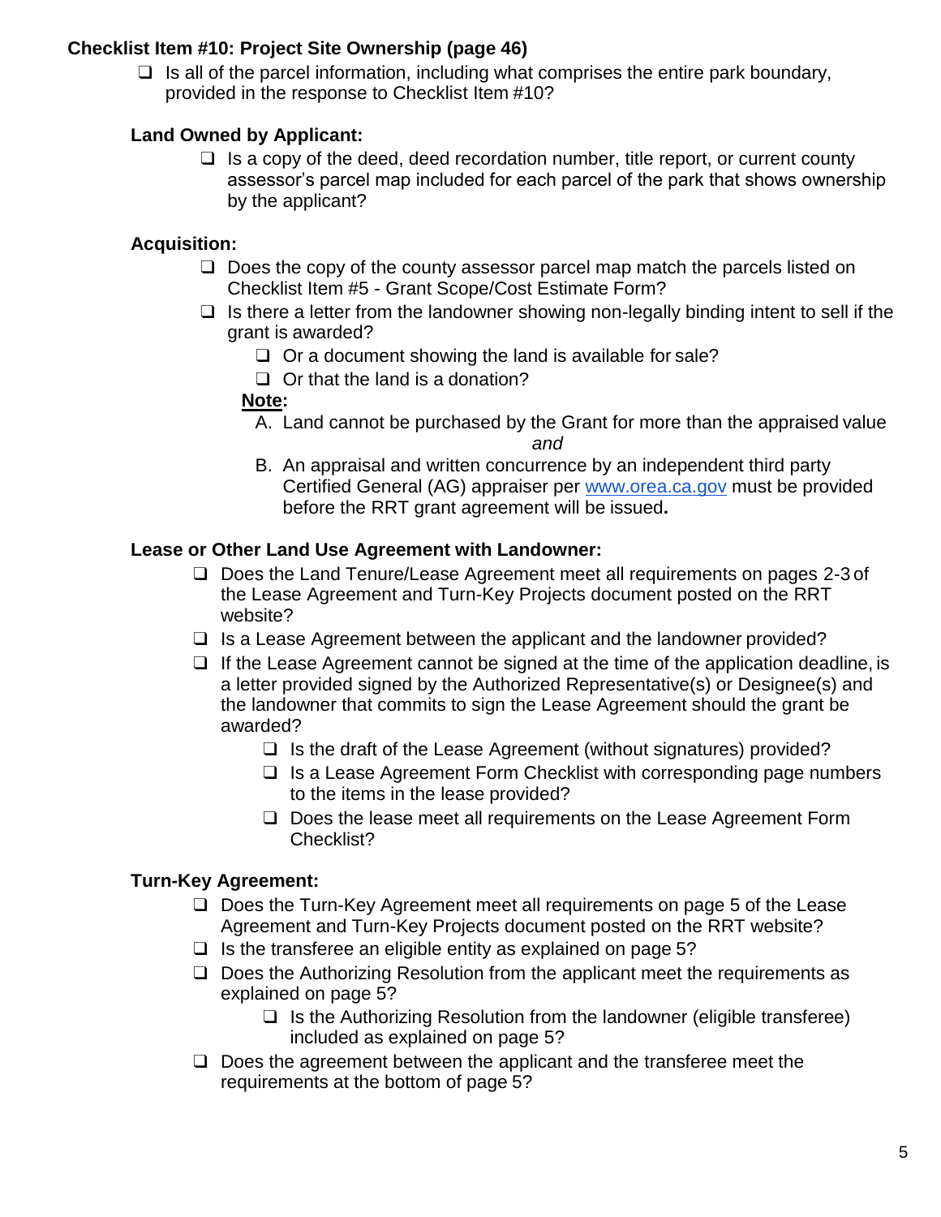### Checklist Item #10: Project Site Ownership (page 46)

- ❑ Is all of the parcel information, including what comprises the entire park boundary, provided in the response to Checklist Item #10?

#### Land Owned by Applicant:

- ❑ Is a copy of the deed, deed recordation number, title report, or current county assessor's parcel map included for each parcel of the park that shows ownership by the applicant?

#### Acquisition:

- ❑ Does the copy of the county assessor parcel map match the parcels listed on Checklist Item #5 - Grant Scope/Cost Estimate Form?
- ❑ Is there a letter from the landowner showing non-legally binding intent to sell if the grant is awarded?
  - ❑ Or a document showing the land is available for sale?
  - ❑ Or that the land is a donation?

**<u>Note</u>:**

A. Land cannot be purchased by the Grant for more than the appraised value

*and*

B. An appraisal and written concurrence by an independent third party Certified General (AG) appraiser per www.orea.ca.gov must be provided before the RRT grant agreement will be issued**.**

#### Lease or Other Land Use Agreement with Landowner:

- ❑ Does the Land Tenure/Lease Agreement meet all requirements on pages 2-3 of the Lease Agreement and Turn-Key Projects document posted on the RRT website?
- ❑ Is a Lease Agreement between the applicant and the landowner provided?
- ❑ If the Lease Agreement cannot be signed at the time of the application deadline, is a letter provided signed by the Authorized Representative(s) or Designee(s) and the landowner that commits to sign the Lease Agreement should the grant be awarded?
  - ❑ Is the draft of the Lease Agreement (without signatures) provided?
  - ❑ Is a Lease Agreement Form Checklist with corresponding page numbers to the items in the lease provided?
  - ❑ Does the lease meet all requirements on the Lease Agreement Form Checklist?

#### Turn-Key Agreement:

- ❑ Does the Turn-Key Agreement meet all requirements on page 5 of the Lease Agreement and Turn-Key Projects document posted on the RRT website?
- ❑ Is the transferee an eligible entity as explained on page 5?
- ❑ Does the Authorizing Resolution from the applicant meet the requirements as explained on page 5?
  - ❑ Is the Authorizing Resolution from the landowner (eligible transferee) included as explained on page 5?
- ❑ Does the agreement between the applicant and the transferee meet the requirements at the bottom of page 5?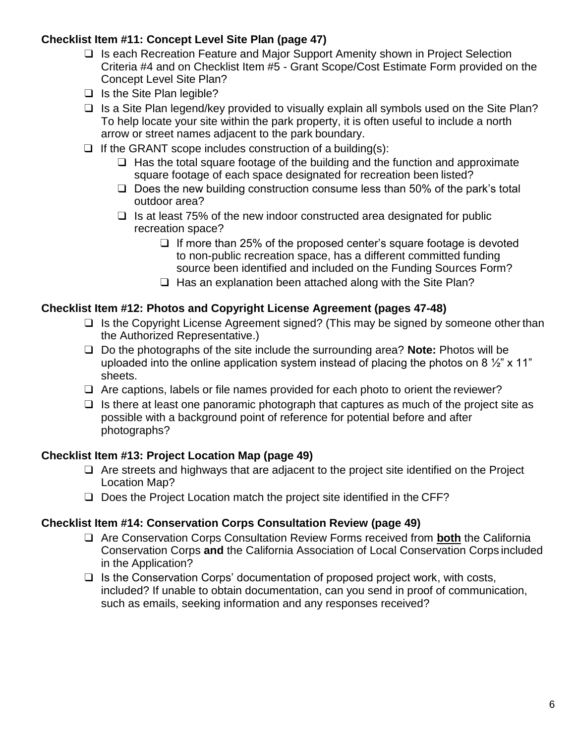### Checklist Item #11: Concept Level Site Plan (page 47)

- ❑ Is each Recreation Feature and Major Support Amenity shown in Project Selection Criteria #4 and on Checklist Item #5 - Grant Scope/Cost Estimate Form provided on the Concept Level Site Plan?
- ❑ Is the Site Plan legible?
- ❑ Is a Site Plan legend/key provided to visually explain all symbols used on the Site Plan? To help locate your site within the park property, it is often useful to include a north arrow or street names adjacent to the park boundary.
- ❑ If the GRANT scope includes construction of a building(s):
  - ❑ Has the total square footage of the building and the function and approximate square footage of each space designated for recreation been listed?
  - ❑ Does the new building construction consume less than 50% of the park's total outdoor area?
  - ❑ Is at least 75% of the new indoor constructed area designated for public recreation space?
    - ❑ If more than 25% of the proposed center's square footage is devoted to non-public recreation space, has a different committed funding source been identified and included on the Funding Sources Form?
    - ❑ Has an explanation been attached along with the Site Plan?

### Checklist Item #12: Photos and Copyright License Agreement (pages 47-48)

- ❑ Is the Copyright License Agreement signed? (This may be signed by someone other than the Authorized Representative.)
- ❑ Do the photographs of the site include the surrounding area? **Note:** Photos will be uploaded into the online application system instead of placing the photos on 8 ½" x 11" sheets.
- ❑ Are captions, labels or file names provided for each photo to orient the reviewer?
- ❑ Is there at least one panoramic photograph that captures as much of the project site as possible with a background point of reference for potential before and after photographs?

### Checklist Item #13: Project Location Map (page 49)

- ❑ Are streets and highways that are adjacent to the project site identified on the Project Location Map?
- ❑ Does the Project Location match the project site identified in the CFF?

### Checklist Item #14: Conservation Corps Consultation Review (page 49)

- ❑ Are Conservation Corps Consultation Review Forms received from **both** the California Conservation Corps **and** the California Association of Local Conservation Corps included in the Application?
- ❑ Is the Conservation Corps' documentation of proposed project work, with costs, included? If unable to obtain documentation, can you send in proof of communication, such as emails, seeking information and any responses received?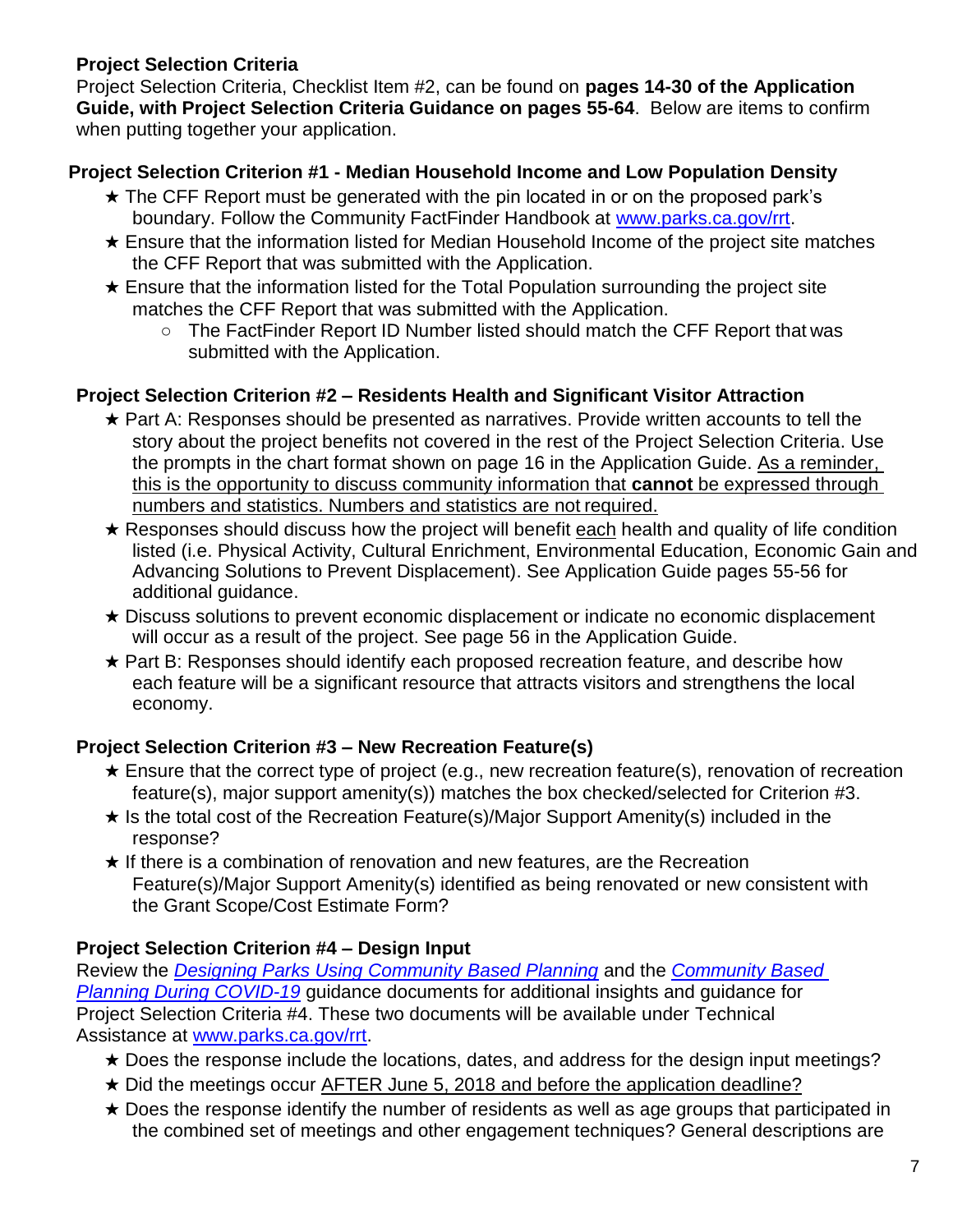**Project Selection Criteria**

Project Selection Criteria, Checklist Item #2, can be found on **pages 14-30 of the Application Guide, with Project Selection Criteria Guidance on pages 55-64**. Below are items to confirm when putting together your application.

**Project Selection Criterion #1 - Median Household Income and Low Population Density**

- ★ The CFF Report must be generated with the pin located in or on the proposed park's boundary. Follow the Community FactFinder Handbook at [www.parks.ca.gov/rrt](www.parks.ca.gov/rrt).
- ★ Ensure that the information listed for Median Household Income of the project site matches the CFF Report that was submitted with the Application.
- ★ Ensure that the information listed for the Total Population surrounding the project site matches the CFF Report that was submitted with the Application.
  - ○ The FactFinder Report ID Number listed should match the CFF Report that was submitted with the Application.

**Project Selection Criterion #2 – Residents Health and Significant Visitor Attraction**

- ★ Part A: Responses should be presented as narratives. Provide written accounts to tell the story about the project benefits not covered in the rest of the Project Selection Criteria. Use the prompts in the chart format shown on page 16 in the Application Guide. As a reminder, this is the opportunity to discuss community information that **cannot** be expressed through numbers and statistics. Numbers and statistics are not required.
- ★ Responses should discuss how the project will benefit each health and quality of life condition listed (i.e. Physical Activity, Cultural Enrichment, Environmental Education, Economic Gain and Advancing Solutions to Prevent Displacement). See Application Guide pages 55-56 for additional guidance.
- ★ Discuss solutions to prevent economic displacement or indicate no economic displacement will occur as a result of the project. See page 56 in the Application Guide.
- ★ Part B: Responses should identify each proposed recreation feature, and describe how each feature will be a significant resource that attracts visitors and strengthens the local economy.

**Project Selection Criterion #3 – New Recreation Feature(s)**

- ★ Ensure that the correct type of project (e.g., new recreation feature(s), renovation of recreation feature(s), major support amenity(s)) matches the box checked/selected for Criterion #3.
- ★ Is the total cost of the Recreation Feature(s)/Major Support Amenity(s) included in the response?
- ★ If there is a combination of renovation and new features, are the Recreation Feature(s)/Major Support Amenity(s) identified as being renovated or new consistent with the Grant Scope/Cost Estimate Form?

**Project Selection Criterion #4 – Design Input**

Review the *Designing Parks Using Community Based Planning* and the *Community Based Planning During COVID-19* guidance documents for additional insights and guidance for Project Selection Criteria #4. These two documents will be available under Technical Assistance at [www.parks.ca.gov/rrt](www.parks.ca.gov/rrt).

- ★ Does the response include the locations, dates, and address for the design input meetings?
- ★ Did the meetings occur AFTER June 5, 2018 and before the application deadline?
- ★ Does the response identify the number of residents as well as age groups that participated in the combined set of meetings and other engagement techniques? General descriptions are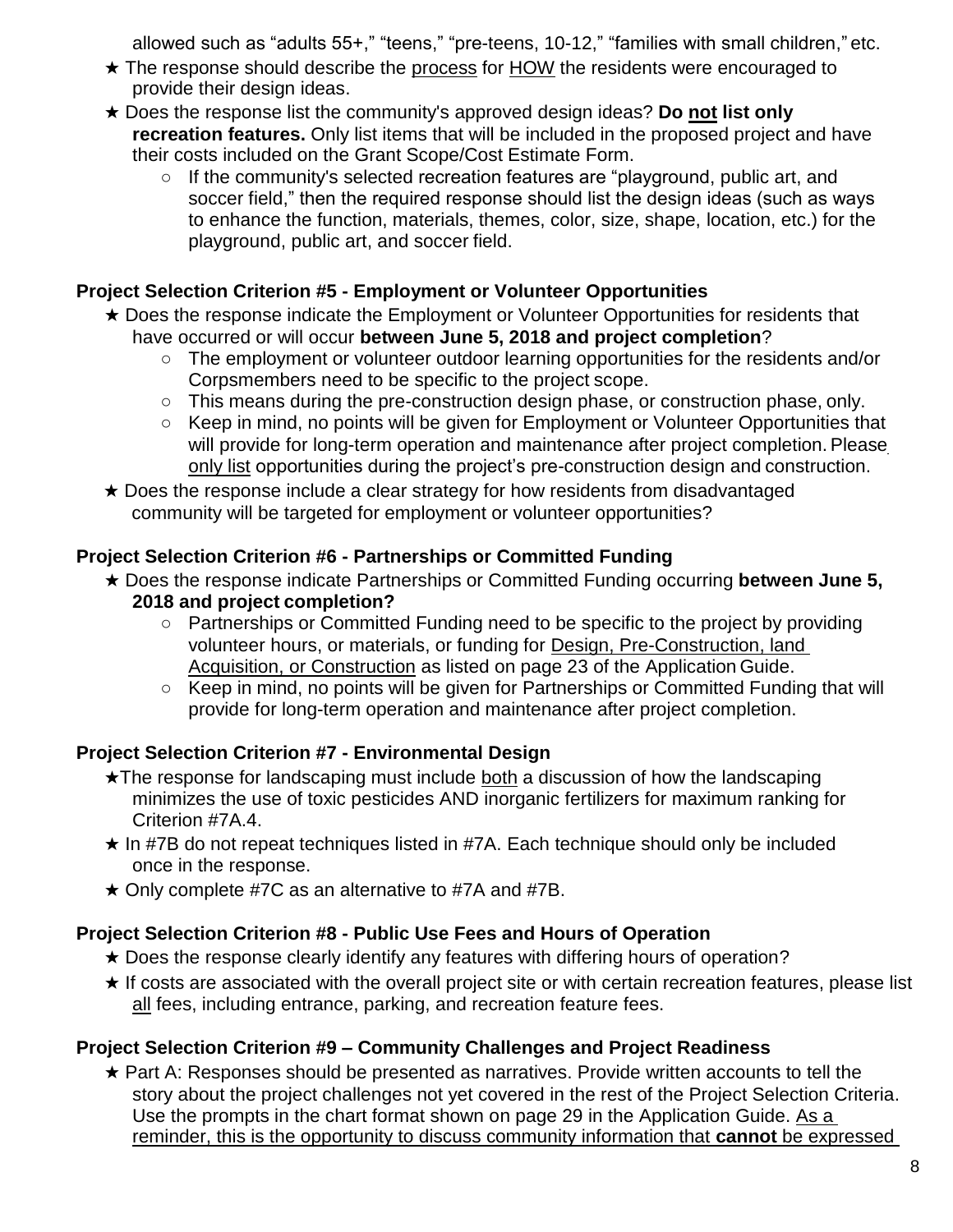allowed such as "adults 55+," "teens," "pre-teens, 10-12," "families with small children," etc.

- ★ The response should describe the process for HOW the residents were encouraged to provide their design ideas.
- ★ Does the response list the community's approved design ideas? **Do not list only recreation features.** Only list items that will be included in the proposed project and have their costs included on the Grant Scope/Cost Estimate Form.
  - ○ If the community's selected recreation features are "playground, public art, and soccer field," then the required response should list the design ideas (such as ways to enhance the function, materials, themes, color, size, shape, location, etc.) for the playground, public art, and soccer field.

### Project Selection Criterion #5 - Employment or Volunteer Opportunities

- ★ Does the response indicate the Employment or Volunteer Opportunities for residents that have occurred or will occur **between June 5, 2018 and project completion**?
  - ○ The employment or volunteer outdoor learning opportunities for the residents and/or Corpsmembers need to be specific to the project scope.
  - ○ This means during the pre-construction design phase, or construction phase, only.
  - ○ Keep in mind, no points will be given for Employment or Volunteer Opportunities that will provide for long-term operation and maintenance after project completion. Please only list opportunities during the project's pre-construction design and construction.
- ★ Does the response include a clear strategy for how residents from disadvantaged community will be targeted for employment or volunteer opportunities?

### Project Selection Criterion #6 - Partnerships or Committed Funding

- ★ Does the response indicate Partnerships or Committed Funding occurring **between June 5, 2018 and project completion?**
  - ○ Partnerships or Committed Funding need to be specific to the project by providing volunteer hours, or materials, or funding for Design, Pre-Construction, land Acquisition, or Construction as listed on page 23 of the Application Guide.
  - ○ Keep in mind, no points will be given for Partnerships or Committed Funding that will provide for long-term operation and maintenance after project completion.

### Project Selection Criterion #7 - Environmental Design

- ★The response for landscaping must include both a discussion of how the landscaping minimizes the use of toxic pesticides AND inorganic fertilizers for maximum ranking for Criterion #7A.4.
- ★ In #7B do not repeat techniques listed in #7A. Each technique should only be included once in the response.
- ★ Only complete #7C as an alternative to #7A and #7B.

### Project Selection Criterion #8 - Public Use Fees and Hours of Operation

- ★ Does the response clearly identify any features with differing hours of operation?
- ★ If costs are associated with the overall project site or with certain recreation features, please list all fees, including entrance, parking, and recreation feature fees.

### Project Selection Criterion #9 – Community Challenges and Project Readiness

- ★ Part A: Responses should be presented as narratives. Provide written accounts to tell the story about the project challenges not yet covered in the rest of the Project Selection Criteria. Use the prompts in the chart format shown on page 29 in the Application Guide. As a reminder, this is the opportunity to discuss community information that **cannot** be expressed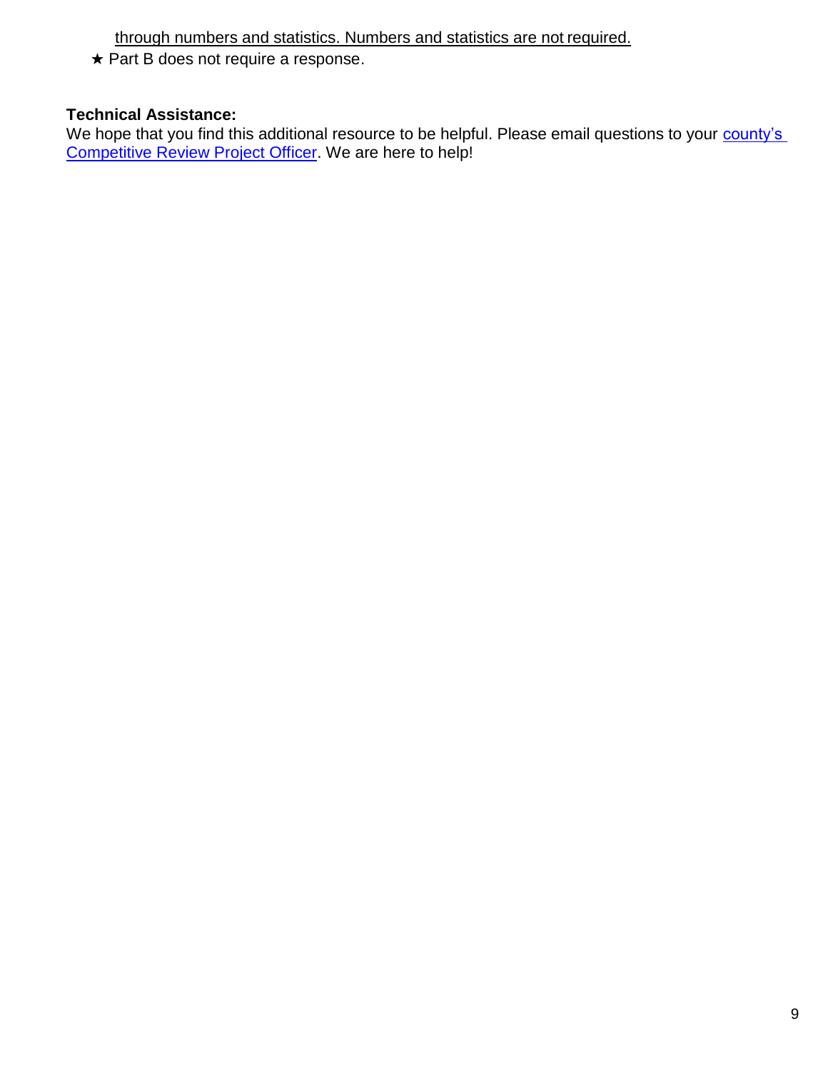through numbers and statistics. Numbers and statistics are not required.

★ Part B does not require a response.

**Technical Assistance:**

We hope that you find this additional resource to be helpful. Please email questions to your county's Competitive Review Project Officer. We are here to help!